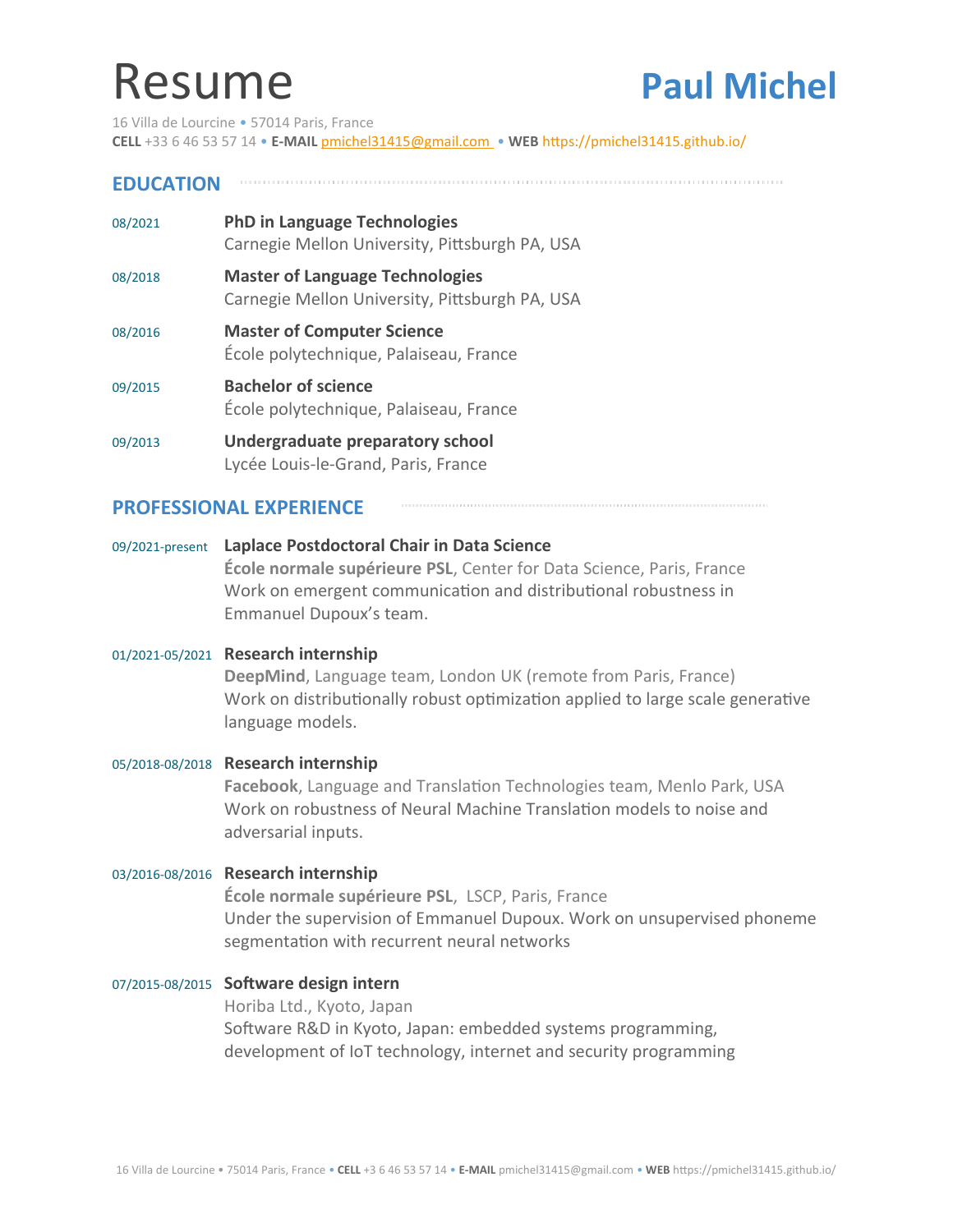# Resume

# Paul Michel

16 Villa de Lourcine • 57014 Paris, France
**CELL** +33 6 46 53 57 14 • **E-MAIL** pmichel31415@gmail.com • **WEB** https://pmichel31415.github.io/

## EDUCATION

08/2021 **PhD in Language Technologies**
Carnegie Mellon University, Pittsburgh PA, USA

08/2018 **Master of Language Technologies**
Carnegie Mellon University, Pittsburgh PA, USA

08/2016 **Master of Computer Science**
École polytechnique, Palaiseau, France

09/2015 **Bachelor of science**
École polytechnique, Palaiseau, France

09/2013 **Undergraduate preparatory school**
Lycée Louis-le-Grand, Paris, France

## PROFESSIONAL EXPERIENCE

09/2021-present **Laplace Postdoctoral Chair in Data Science**
**École normale supérieure PSL**, Center for Data Science, Paris, France
Work on emergent communication and distributional robustness in Emmanuel Dupoux's team.

01/2021-05/2021 **Research internship**
**DeepMind**, Language team, London UK (remote from Paris, France)
Work on distributionally robust optimization applied to large scale generative language models.

05/2018-08/2018 **Research internship**
**Facebook**, Language and Translation Technologies team, Menlo Park, USA
Work on robustness of Neural Machine Translation models to noise and adversarial inputs.

03/2016-08/2016 **Research internship**
**École normale supérieure PSL**, LSCP, Paris, France
Under the supervision of Emmanuel Dupoux. Work on unsupervised phoneme segmentation with recurrent neural networks

07/2015-08/2015 **Software design intern**
Horiba Ltd., Kyoto, Japan
Software R&D in Kyoto, Japan: embedded systems programming, development of IoT technology, internet and security programming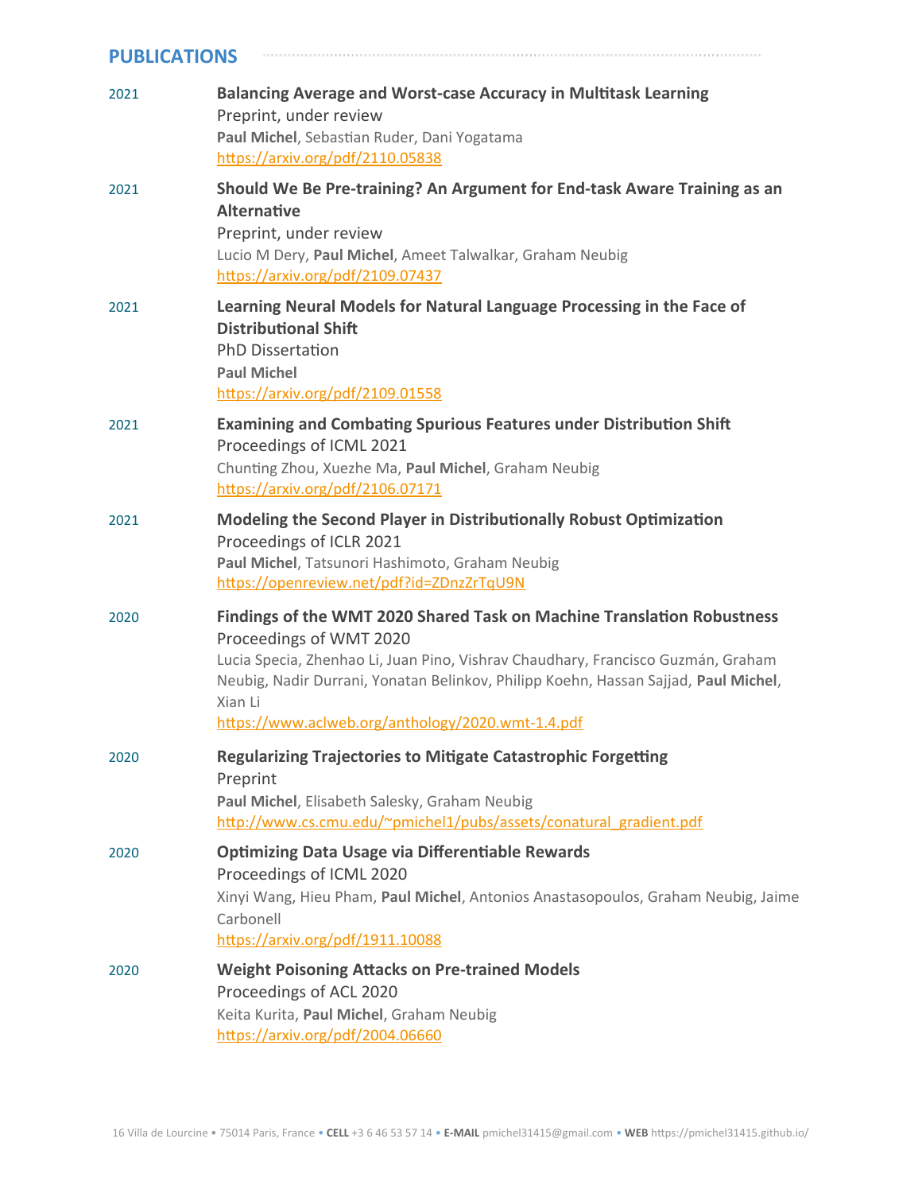## PUBLICATIONS

2021 **Balancing Average and Worst-case Accuracy in Multitask Learning**
Preprint, under review
**Paul Michel**, Sebastian Ruder, Dani Yogatama
https://arxiv.org/pdf/2110.05838

2021 **Should We Be Pre-training? An Argument for End-task Aware Training as an Alternative**
Preprint, under review
Lucio M Dery, **Paul Michel**, Ameet Talwalkar, Graham Neubig
https://arxiv.org/pdf/2109.07437

2021 **Learning Neural Models for Natural Language Processing in the Face of Distributional Shift**
PhD Dissertation
**Paul Michel**
https://arxiv.org/pdf/2109.01558

2021 **Examining and Combating Spurious Features under Distribution Shift**
Proceedings of ICML 2021
Chunting Zhou, Xuezhe Ma, **Paul Michel**, Graham Neubig
https://arxiv.org/pdf/2106.07171

2021 **Modeling the Second Player in Distributionally Robust Optimization**
Proceedings of ICLR 2021
**Paul Michel**, Tatsunori Hashimoto, Graham Neubig
https://openreview.net/pdf?id=ZDnzZrTqU9N

2020 **Findings of the WMT 2020 Shared Task on Machine Translation Robustness**
Proceedings of WMT 2020
Lucia Specia, Zhenhao Li, Juan Pino, Vishrav Chaudhary, Francisco Guzmán, Graham Neubig, Nadir Durrani, Yonatan Belinkov, Philipp Koehn, Hassan Sajjad, **Paul Michel**, Xian Li
https://www.aclweb.org/anthology/2020.wmt-1.4.pdf

2020 **Regularizing Trajectories to Mitigate Catastrophic Forgetting**
Preprint
**Paul Michel**, Elisabeth Salesky, Graham Neubig
http://www.cs.cmu.edu/~pmichel1/pubs/assets/conatural_gradient.pdf

2020 **Optimizing Data Usage via Differentiable Rewards**
Proceedings of ICML 2020
Xinyi Wang, Hieu Pham, **Paul Michel**, Antonios Anastasopoulos, Graham Neubig, Jaime Carbonell
https://arxiv.org/pdf/1911.10088

2020 **Weight Poisoning Attacks on Pre-trained Models**
Proceedings of ACL 2020
Keita Kurita, **Paul Michel**, Graham Neubig
https://arxiv.org/pdf/2004.06660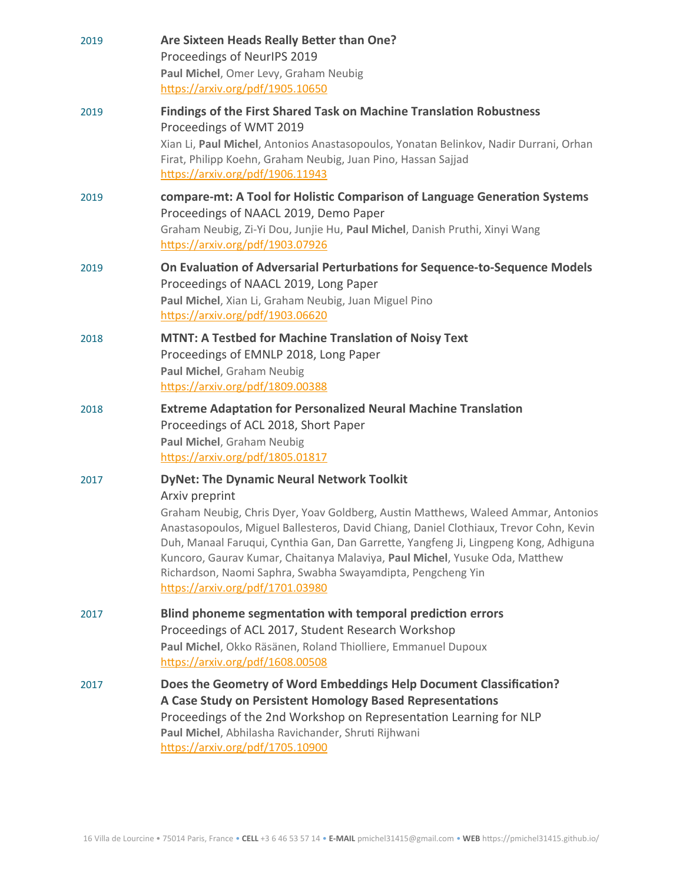2019 **Are Sixteen Heads Really Better than One?**
Proceedings of NeurIPS 2019
**Paul Michel**, Omer Levy, Graham Neubig
https://arxiv.org/pdf/1905.10650

2019 **Findings of the First Shared Task on Machine Translation Robustness**
Proceedings of WMT 2019
Xian Li, **Paul Michel**, Antonios Anastasopoulos, Yonatan Belinkov, Nadir Durrani, Orhan Firat, Philipp Koehn, Graham Neubig, Juan Pino, Hassan Sajjad
https://arxiv.org/pdf/1906.11943

2019 **compare-mt: A Tool for Holistic Comparison of Language Generation Systems**
Proceedings of NAACL 2019, Demo Paper
Graham Neubig, Zi-Yi Dou, Junjie Hu, **Paul Michel**, Danish Pruthi, Xinyi Wang
https://arxiv.org/pdf/1903.07926

2019 **On Evaluation of Adversarial Perturbations for Sequence-to-Sequence Models**
Proceedings of NAACL 2019, Long Paper
**Paul Michel**, Xian Li, Graham Neubig, Juan Miguel Pino
https://arxiv.org/pdf/1903.06620

2018 **MTNT: A Testbed for Machine Translation of Noisy Text**
Proceedings of EMNLP 2018, Long Paper
**Paul Michel**, Graham Neubig
https://arxiv.org/pdf/1809.00388

2018 **Extreme Adaptation for Personalized Neural Machine Translation**
Proceedings of ACL 2018, Short Paper
**Paul Michel**, Graham Neubig
https://arxiv.org/pdf/1805.01817

2017 **DyNet: The Dynamic Neural Network Toolkit**
Arxiv preprint
Graham Neubig, Chris Dyer, Yoav Goldberg, Austin Matthews, Waleed Ammar, Antonios Anastasopoulos, Miguel Ballesteros, David Chiang, Daniel Clothiaux, Trevor Cohn, Kevin Duh, Manaal Faruqui, Cynthia Gan, Dan Garrette, Yangfeng Ji, Lingpeng Kong, Adhiguna Kuncoro, Gaurav Kumar, Chaitanya Malaviya, **Paul Michel**, Yusuke Oda, Matthew Richardson, Naomi Saphra, Swabha Swayamdipta, Pengcheng Yin
https://arxiv.org/pdf/1701.03980

2017 **Blind phoneme segmentation with temporal prediction errors**
Proceedings of ACL 2017, Student Research Workshop
**Paul Michel**, Okko Räsänen, Roland Thiolliere, Emmanuel Dupoux
https://arxiv.org/pdf/1608.00508

2017 **Does the Geometry of Word Embeddings Help Document Classification? A Case Study on Persistent Homology Based Representations**
Proceedings of the 2nd Workshop on Representation Learning for NLP
**Paul Michel**, Abhilasha Ravichander, Shruti Rijhwani
https://arxiv.org/pdf/1705.10900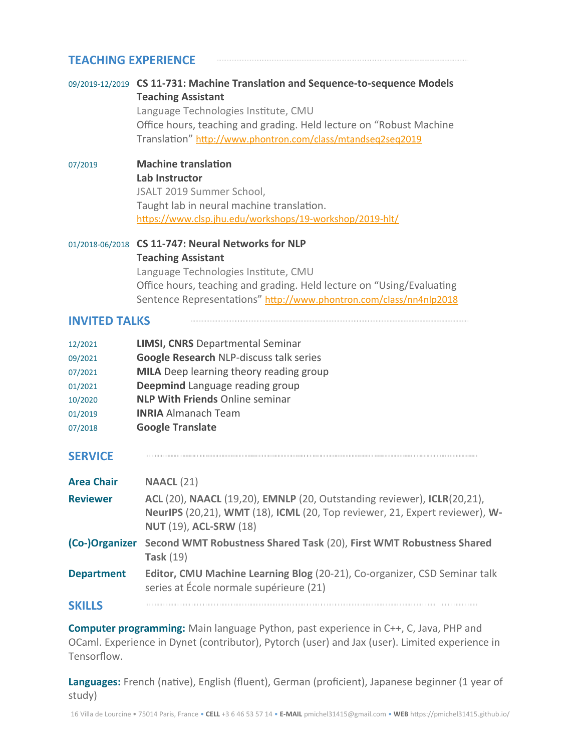## TEACHING EXPERIENCE

09/2019-12/2019 **CS 11-731: Machine Translation and Sequence-to-sequence Models**
**Teaching Assistant**
Language Technologies Institute, CMU
Office hours, teaching and grading. Held lecture on "Robust Machine Translation" http://www.phontron.com/class/mtandseq2seq2019

07/2019 **Machine translation**
**Lab Instructor**
JSALT 2019 Summer School,
Taught lab in neural machine translation.
https://www.clsp.jhu.edu/workshops/19-workshop/2019-hlt/

01/2018-06/2018 **CS 11-747: Neural Networks for NLP**
**Teaching Assistant**
Language Technologies Institute, CMU
Office hours, teaching and grading. Held lecture on "Using/Evaluating Sentence Representations" http://www.phontron.com/class/nn4nlp2018

## INVITED TALKS

12/2021 **LIMSI, CNRS** Departmental Seminar
09/2021 **Google Research** NLP-discuss talk series
07/2021 **MILA** Deep learning theory reading group
01/2021 **Deepmind** Language reading group
10/2020 **NLP With Friends** Online seminar
01/2019 **INRIA** Almanach Team
07/2018 **Google Translate**

## SERVICE

**Area Chair** **NAACL** (21)

**Reviewer** **ACL** (20), **NAACL** (19,20), **EMNLP** (20, Outstanding reviewer), **ICLR**(20,21), **NeurIPS** (20,21), **WMT** (18), **ICML** (20, Top reviewer, 21, Expert reviewer), **W-NUT** (19), **ACL-SRW** (18)

**(Co-)Organizer** **Second WMT Robustness Shared Task** (20), **First WMT Robustness Shared Task** (19)

**Department** **Editor, CMU Machine Learning Blog** (20-21), Co-organizer, CSD Seminar talk series at École normale supérieure (21)

## SKILLS

**Computer programming:** Main language Python, past experience in C++, C, Java, PHP and OCaml. Experience in Dynet (contributor), Pytorch (user) and Jax (user). Limited experience in Tensorflow.

**Languages:** French (native), English (fluent), German (proficient), Japanese beginner (1 year of study)

16 Villa de Lourcine • 75014 Paris, France • **CELL** +3 6 46 53 57 14 • **E-MAIL** pmichel31415@gmail.com • **WEB** https://pmichel31415.github.io/